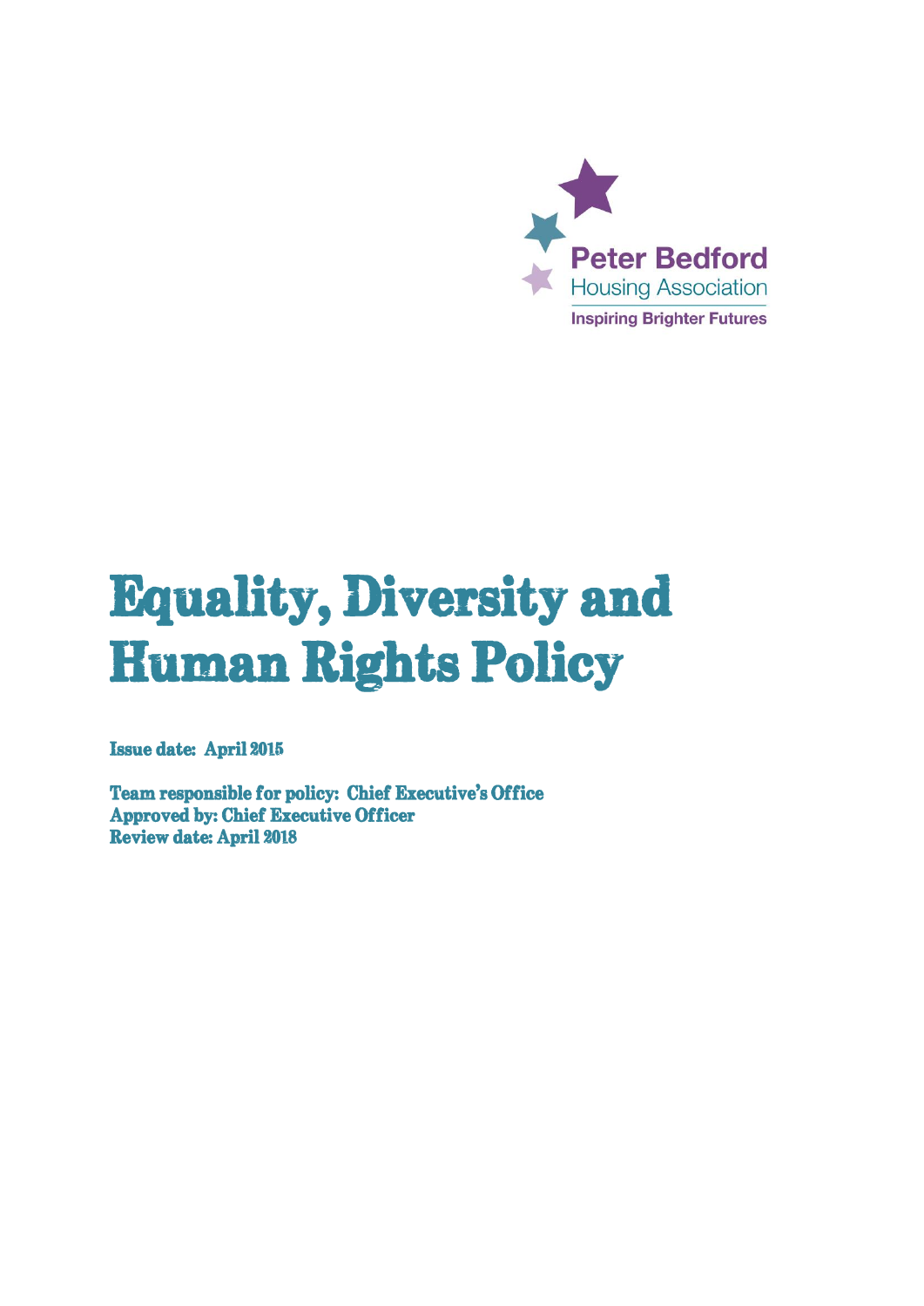Peter Bedford
Housing Association
Inspiring Brighter Futures

# Equality, Diversity and Human Rights Policy

**Issue date: April 2015**

**Team responsible for policy: Chief Executive's Office**
**Approved by: Chief Executive Officer**
**Review date: April 2018**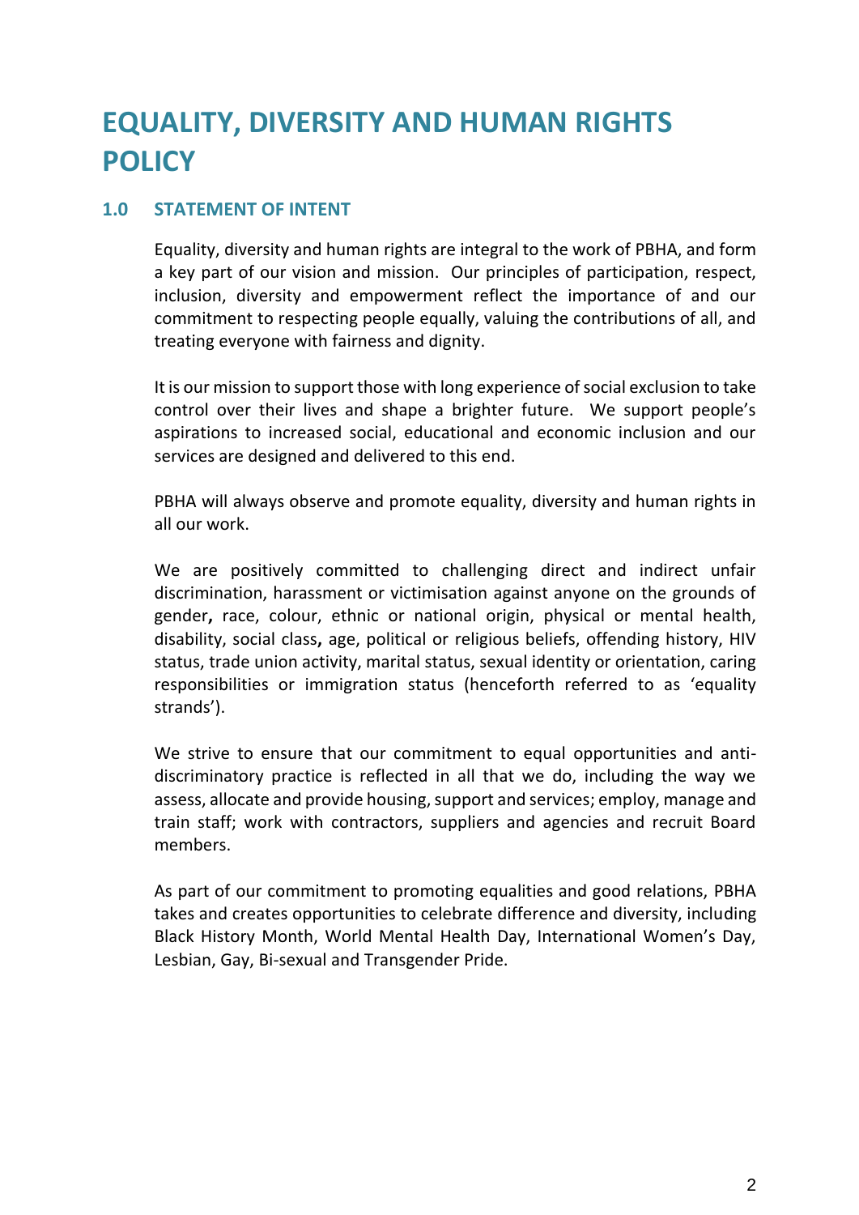# EQUALITY, DIVERSITY AND HUMAN RIGHTS POLICY

## 1.0 STATEMENT OF INTENT

Equality, diversity and human rights are integral to the work of PBHA, and form a key part of our vision and mission. Our principles of participation, respect, inclusion, diversity and empowerment reflect the importance of and our commitment to respecting people equally, valuing the contributions of all, and treating everyone with fairness and dignity.

It is our mission to support those with long experience of social exclusion to take control over their lives and shape a brighter future. We support people's aspirations to increased social, educational and economic inclusion and our services are designed and delivered to this end.

PBHA will always observe and promote equality, diversity and human rights in all our work.

We are positively committed to challenging direct and indirect unfair discrimination, harassment or victimisation against anyone on the grounds of gender**,** race, colour, ethnic or national origin, physical or mental health, disability, social class**,** age, political or religious beliefs, offending history, HIV status, trade union activity, marital status, sexual identity or orientation, caring responsibilities or immigration status (henceforth referred to as 'equality strands').

We strive to ensure that our commitment to equal opportunities and anti-discriminatory practice is reflected in all that we do, including the way we assess, allocate and provide housing, support and services; employ, manage and train staff; work with contractors, suppliers and agencies and recruit Board members.

As part of our commitment to promoting equalities and good relations, PBHA takes and creates opportunities to celebrate difference and diversity, including Black History Month, World Mental Health Day, International Women's Day, Lesbian, Gay, Bi-sexual and Transgender Pride.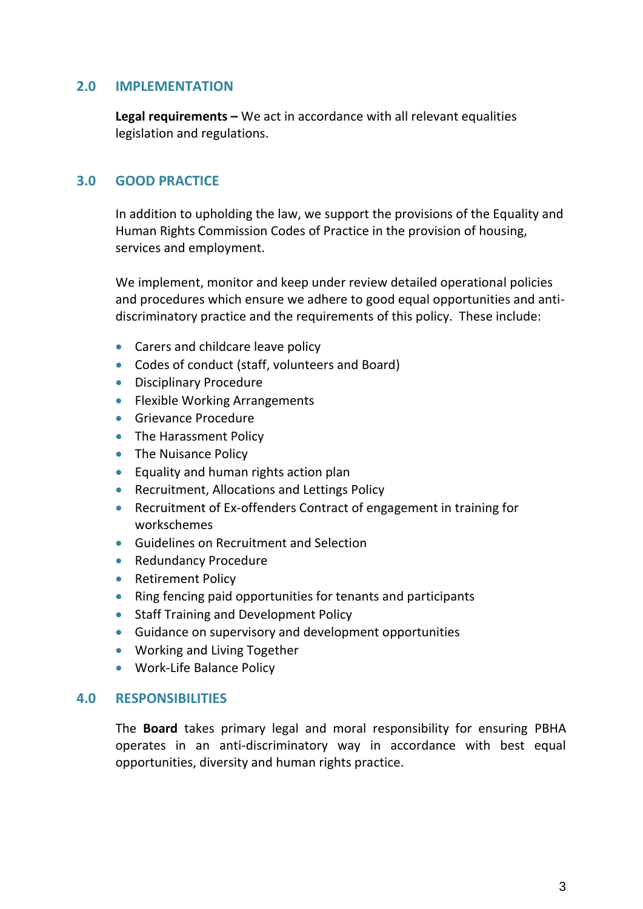## 2.0 IMPLEMENTATION

**Legal requirements –** We act in accordance with all relevant equalities legislation and regulations.

## 3.0 GOOD PRACTICE

In addition to upholding the law, we support the provisions of the Equality and Human Rights Commission Codes of Practice in the provision of housing, services and employment.

We implement, monitor and keep under review detailed operational policies and procedures which ensure we adhere to good equal opportunities and anti-discriminatory practice and the requirements of this policy. These include:

- Carers and childcare leave policy
- Codes of conduct (staff, volunteers and Board)
- Disciplinary Procedure
- Flexible Working Arrangements
- Grievance Procedure
- The Harassment Policy
- The Nuisance Policy
- Equality and human rights action plan
- Recruitment, Allocations and Lettings Policy
- Recruitment of Ex-offenders Contract of engagement in training for workschemes
- Guidelines on Recruitment and Selection
- Redundancy Procedure
- Retirement Policy
- Ring fencing paid opportunities for tenants and participants
- Staff Training and Development Policy
- Guidance on supervisory and development opportunities
- Working and Living Together
- Work-Life Balance Policy

## 4.0 RESPONSIBILITIES

The **Board** takes primary legal and moral responsibility for ensuring PBHA operates in an anti-discriminatory way in accordance with best equal opportunities, diversity and human rights practice.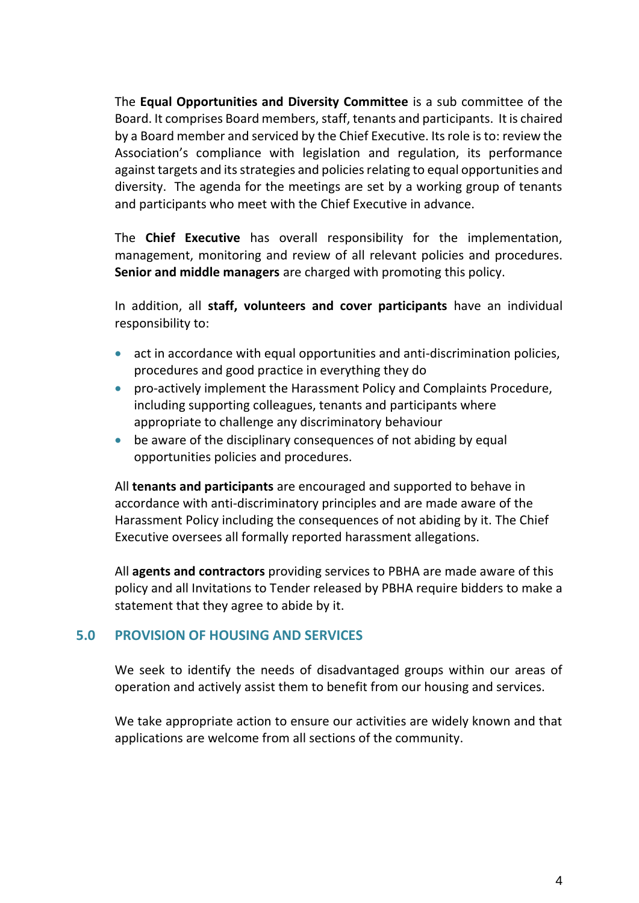The **Equal Opportunities and Diversity Committee** is a sub committee of the Board. It comprises Board members, staff, tenants and participants. It is chaired by a Board member and serviced by the Chief Executive. Its role is to: review the Association's compliance with legislation and regulation, its performance against targets and its strategies and policies relating to equal opportunities and diversity. The agenda for the meetings are set by a working group of tenants and participants who meet with the Chief Executive in advance.

The **Chief Executive** has overall responsibility for the implementation, management, monitoring and review of all relevant policies and procedures. **Senior and middle managers** are charged with promoting this policy.

In addition, all **staff, volunteers and cover participants** have an individual responsibility to:

- act in accordance with equal opportunities and anti-discrimination policies, procedures and good practice in everything they do
- pro-actively implement the Harassment Policy and Complaints Procedure, including supporting colleagues, tenants and participants where appropriate to challenge any discriminatory behaviour
- be aware of the disciplinary consequences of not abiding by equal opportunities policies and procedures.

All **tenants and participants** are encouraged and supported to behave in accordance with anti-discriminatory principles and are made aware of the Harassment Policy including the consequences of not abiding by it. The Chief Executive oversees all formally reported harassment allegations.

All **agents and contractors** providing services to PBHA are made aware of this policy and all Invitations to Tender released by PBHA require bidders to make a statement that they agree to abide by it.

## 5.0 PROVISION OF HOUSING AND SERVICES

We seek to identify the needs of disadvantaged groups within our areas of operation and actively assist them to benefit from our housing and services.

We take appropriate action to ensure our activities are widely known and that applications are welcome from all sections of the community.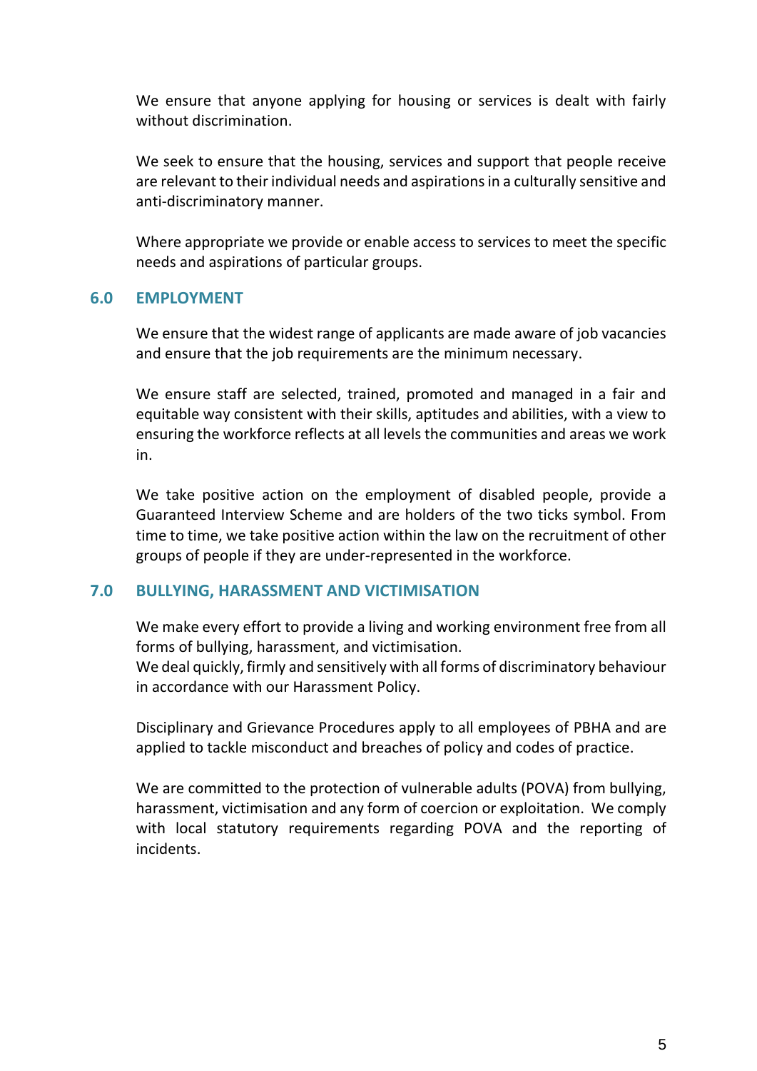We ensure that anyone applying for housing or services is dealt with fairly without discrimination.

We seek to ensure that the housing, services and support that people receive are relevant to their individual needs and aspirations in a culturally sensitive and anti-discriminatory manner.

Where appropriate we provide or enable access to services to meet the specific needs and aspirations of particular groups.

## 6.0 EMPLOYMENT

We ensure that the widest range of applicants are made aware of job vacancies and ensure that the job requirements are the minimum necessary.

We ensure staff are selected, trained, promoted and managed in a fair and equitable way consistent with their skills, aptitudes and abilities, with a view to ensuring the workforce reflects at all levels the communities and areas we work in.

We take positive action on the employment of disabled people, provide a Guaranteed Interview Scheme and are holders of the two ticks symbol. From time to time, we take positive action within the law on the recruitment of other groups of people if they are under-represented in the workforce.

## 7.0 BULLYING, HARASSMENT AND VICTIMISATION

We make every effort to provide a living and working environment free from all forms of bullying, harassment, and victimisation.
We deal quickly, firmly and sensitively with all forms of discriminatory behaviour in accordance with our Harassment Policy.

Disciplinary and Grievance Procedures apply to all employees of PBHA and are applied to tackle misconduct and breaches of policy and codes of practice.

We are committed to the protection of vulnerable adults (POVA) from bullying, harassment, victimisation and any form of coercion or exploitation. We comply with local statutory requirements regarding POVA and the reporting of incidents.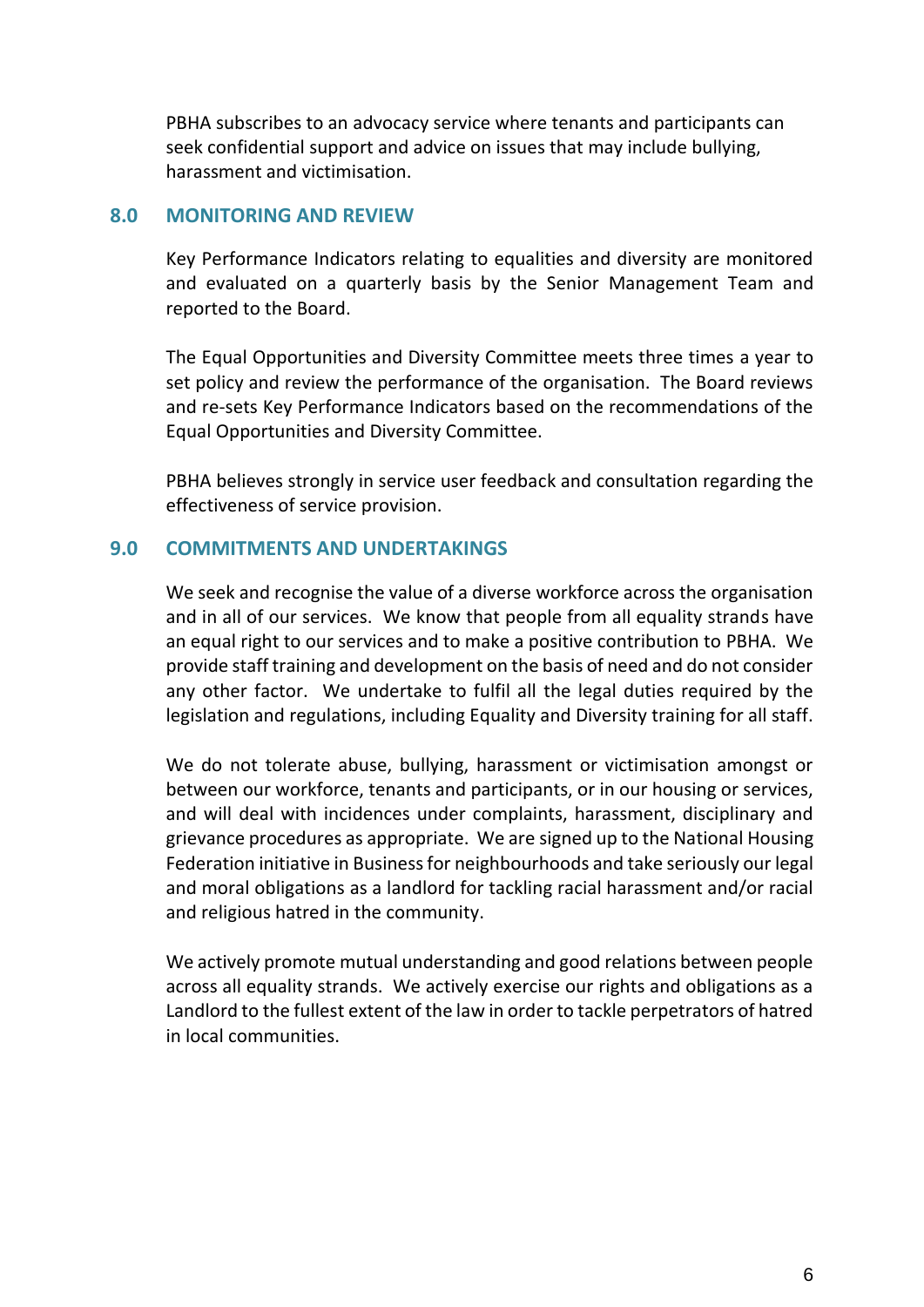PBHA subscribes to an advocacy service where tenants and participants can seek confidential support and advice on issues that may include bullying, harassment and victimisation.

## 8.0 MONITORING AND REVIEW

Key Performance Indicators relating to equalities and diversity are monitored and evaluated on a quarterly basis by the Senior Management Team and reported to the Board.

The Equal Opportunities and Diversity Committee meets three times a year to set policy and review the performance of the organisation. The Board reviews and re-sets Key Performance Indicators based on the recommendations of the Equal Opportunities and Diversity Committee.

PBHA believes strongly in service user feedback and consultation regarding the effectiveness of service provision.

## 9.0 COMMITMENTS AND UNDERTAKINGS

We seek and recognise the value of a diverse workforce across the organisation and in all of our services. We know that people from all equality strands have an equal right to our services and to make a positive contribution to PBHA. We provide staff training and development on the basis of need and do not consider any other factor. We undertake to fulfil all the legal duties required by the legislation and regulations, including Equality and Diversity training for all staff.

We do not tolerate abuse, bullying, harassment or victimisation amongst or between our workforce, tenants and participants, or in our housing or services, and will deal with incidences under complaints, harassment, disciplinary and grievance procedures as appropriate. We are signed up to the National Housing Federation initiative in Business for neighbourhoods and take seriously our legal and moral obligations as a landlord for tackling racial harassment and/or racial and religious hatred in the community.

We actively promote mutual understanding and good relations between people across all equality strands. We actively exercise our rights and obligations as a Landlord to the fullest extent of the law in order to tackle perpetrators of hatred in local communities.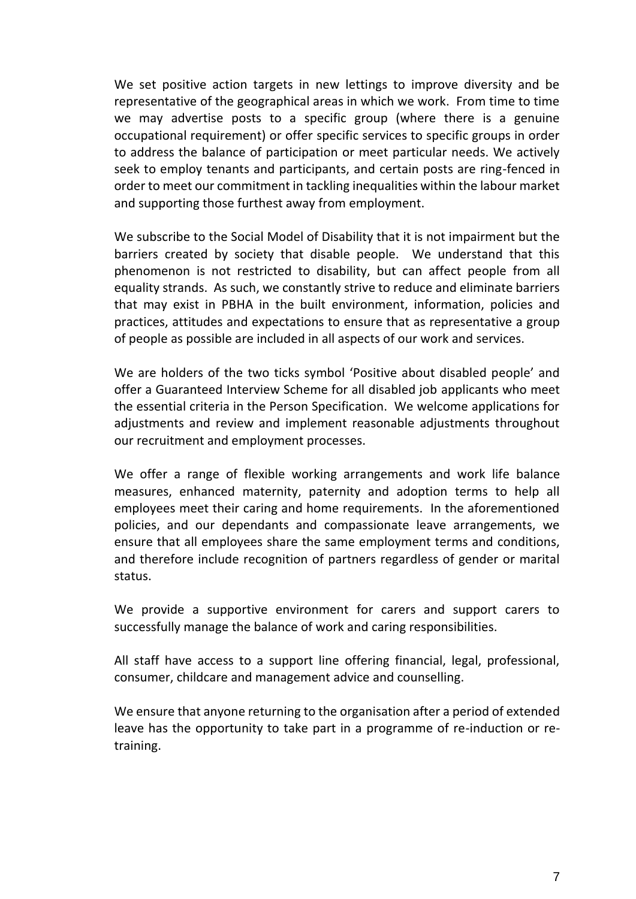We set positive action targets in new lettings to improve diversity and be representative of the geographical areas in which we work. From time to time we may advertise posts to a specific group (where there is a genuine occupational requirement) or offer specific services to specific groups in order to address the balance of participation or meet particular needs. We actively seek to employ tenants and participants, and certain posts are ring-fenced in order to meet our commitment in tackling inequalities within the labour market and supporting those furthest away from employment.

We subscribe to the Social Model of Disability that it is not impairment but the barriers created by society that disable people. We understand that this phenomenon is not restricted to disability, but can affect people from all equality strands. As such, we constantly strive to reduce and eliminate barriers that may exist in PBHA in the built environment, information, policies and practices, attitudes and expectations to ensure that as representative a group of people as possible are included in all aspects of our work and services.

We are holders of the two ticks symbol 'Positive about disabled people' and offer a Guaranteed Interview Scheme for all disabled job applicants who meet the essential criteria in the Person Specification. We welcome applications for adjustments and review and implement reasonable adjustments throughout our recruitment and employment processes.

We offer a range of flexible working arrangements and work life balance measures, enhanced maternity, paternity and adoption terms to help all employees meet their caring and home requirements. In the aforementioned policies, and our dependants and compassionate leave arrangements, we ensure that all employees share the same employment terms and conditions, and therefore include recognition of partners regardless of gender or marital status.

We provide a supportive environment for carers and support carers to successfully manage the balance of work and caring responsibilities.

All staff have access to a support line offering financial, legal, professional, consumer, childcare and management advice and counselling.

We ensure that anyone returning to the organisation after a period of extended leave has the opportunity to take part in a programme of re-induction or re-training.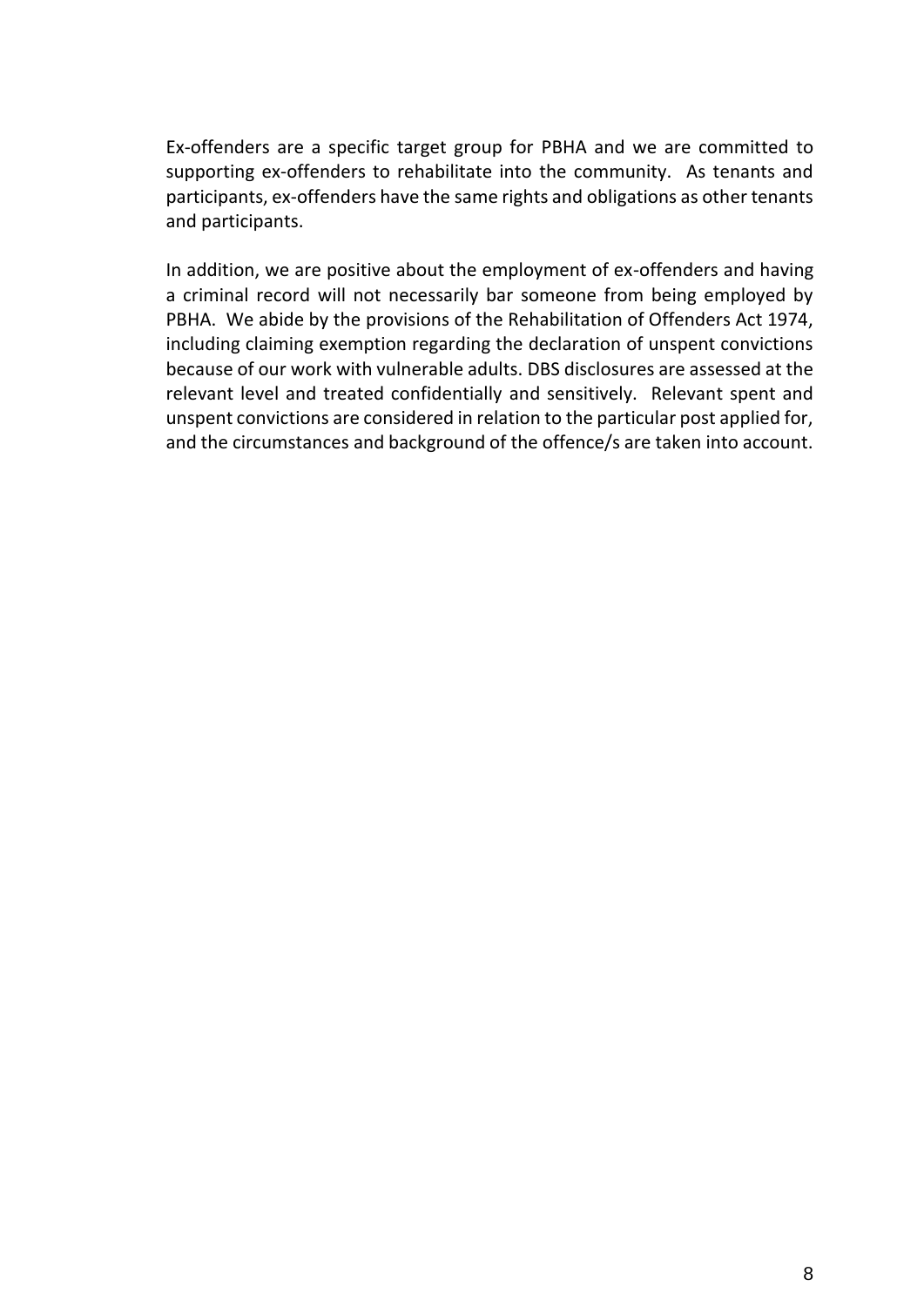Ex-offenders are a specific target group for PBHA and we are committed to supporting ex-offenders to rehabilitate into the community. As tenants and participants, ex-offenders have the same rights and obligations as other tenants and participants.

In addition, we are positive about the employment of ex-offenders and having a criminal record will not necessarily bar someone from being employed by PBHA. We abide by the provisions of the Rehabilitation of Offenders Act 1974, including claiming exemption regarding the declaration of unspent convictions because of our work with vulnerable adults. DBS disclosures are assessed at the relevant level and treated confidentially and sensitively. Relevant spent and unspent convictions are considered in relation to the particular post applied for, and the circumstances and background of the offence/s are taken into account.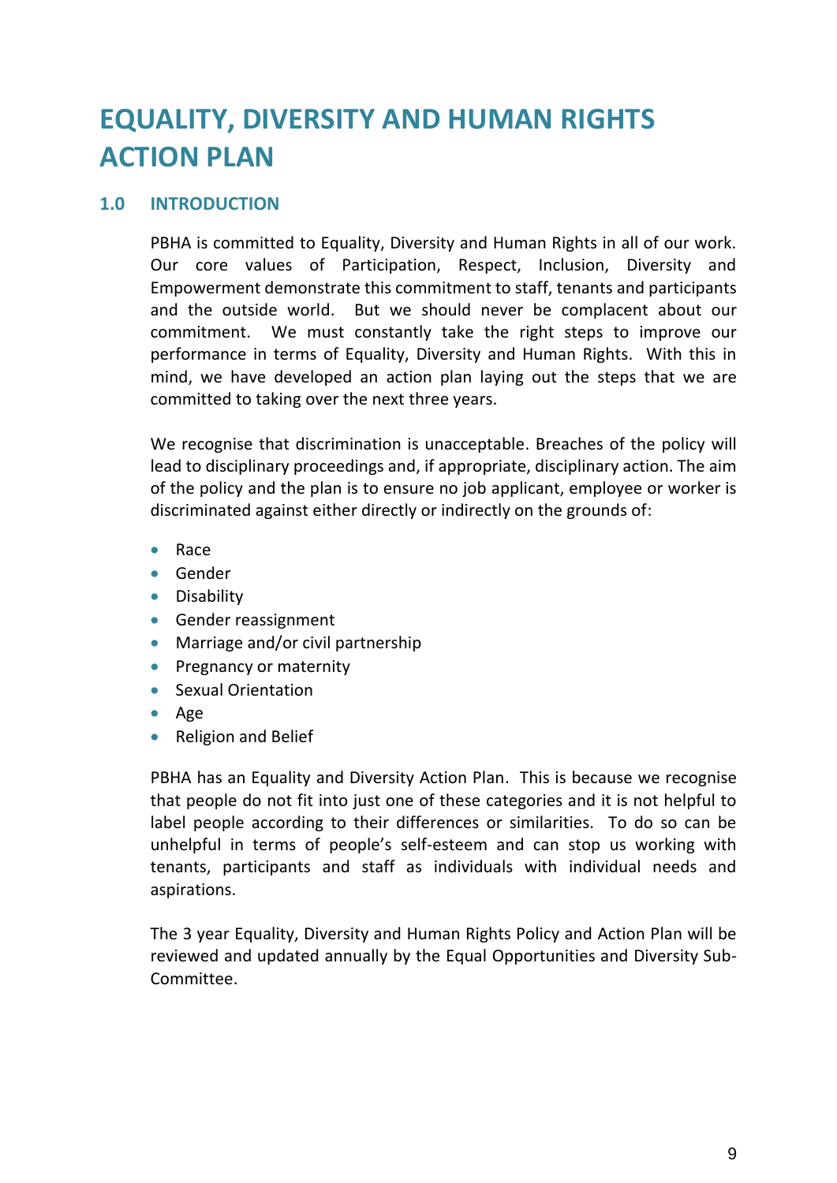# EQUALITY, DIVERSITY AND HUMAN RIGHTS ACTION PLAN

## 1.0 INTRODUCTION

PBHA is committed to Equality, Diversity and Human Rights in all of our work. Our core values of Participation, Respect, Inclusion, Diversity and Empowerment demonstrate this commitment to staff, tenants and participants and the outside world. But we should never be complacent about our commitment. We must constantly take the right steps to improve our performance in terms of Equality, Diversity and Human Rights. With this in mind, we have developed an action plan laying out the steps that we are committed to taking over the next three years.

We recognise that discrimination is unacceptable. Breaches of the policy will lead to disciplinary proceedings and, if appropriate, disciplinary action. The aim of the policy and the plan is to ensure no job applicant, employee or worker is discriminated against either directly or indirectly on the grounds of:

- Race
- Gender
- Disability
- Gender reassignment
- Marriage and/or civil partnership
- Pregnancy or maternity
- Sexual Orientation
- Age
- Religion and Belief

PBHA has an Equality and Diversity Action Plan. This is because we recognise that people do not fit into just one of these categories and it is not helpful to label people according to their differences or similarities. To do so can be unhelpful in terms of people's self-esteem and can stop us working with tenants, participants and staff as individuals with individual needs and aspirations.

The 3 year Equality, Diversity and Human Rights Policy and Action Plan will be reviewed and updated annually by the Equal Opportunities and Diversity Sub-Committee.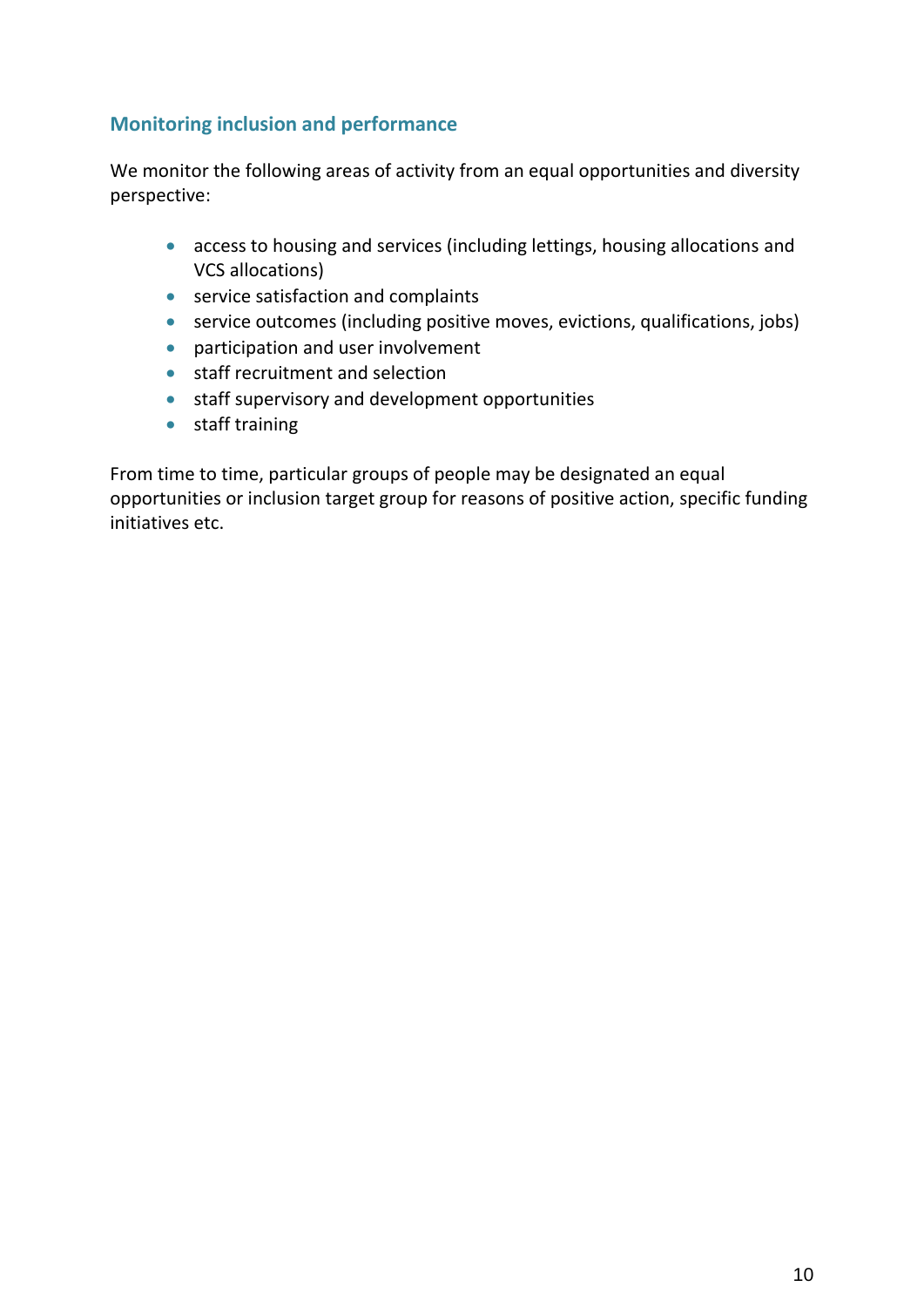## Monitoring inclusion and performance

We monitor the following areas of activity from an equal opportunities and diversity perspective:

- access to housing and services (including lettings, housing allocations and VCS allocations)
- service satisfaction and complaints
- service outcomes (including positive moves, evictions, qualifications, jobs)
- participation and user involvement
- staff recruitment and selection
- staff supervisory and development opportunities
- staff training

From time to time, particular groups of people may be designated an equal opportunities or inclusion target group for reasons of positive action, specific funding initiatives etc.